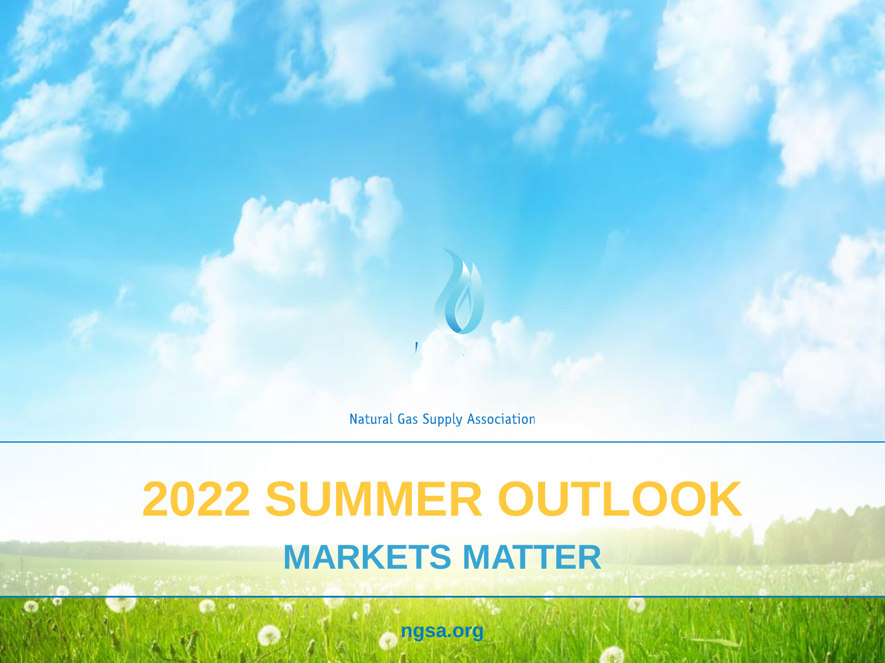Natural Gas Supply Association

# 2022 SUMMER OUTLOOK

## MARKETS MATTER

ngsa.org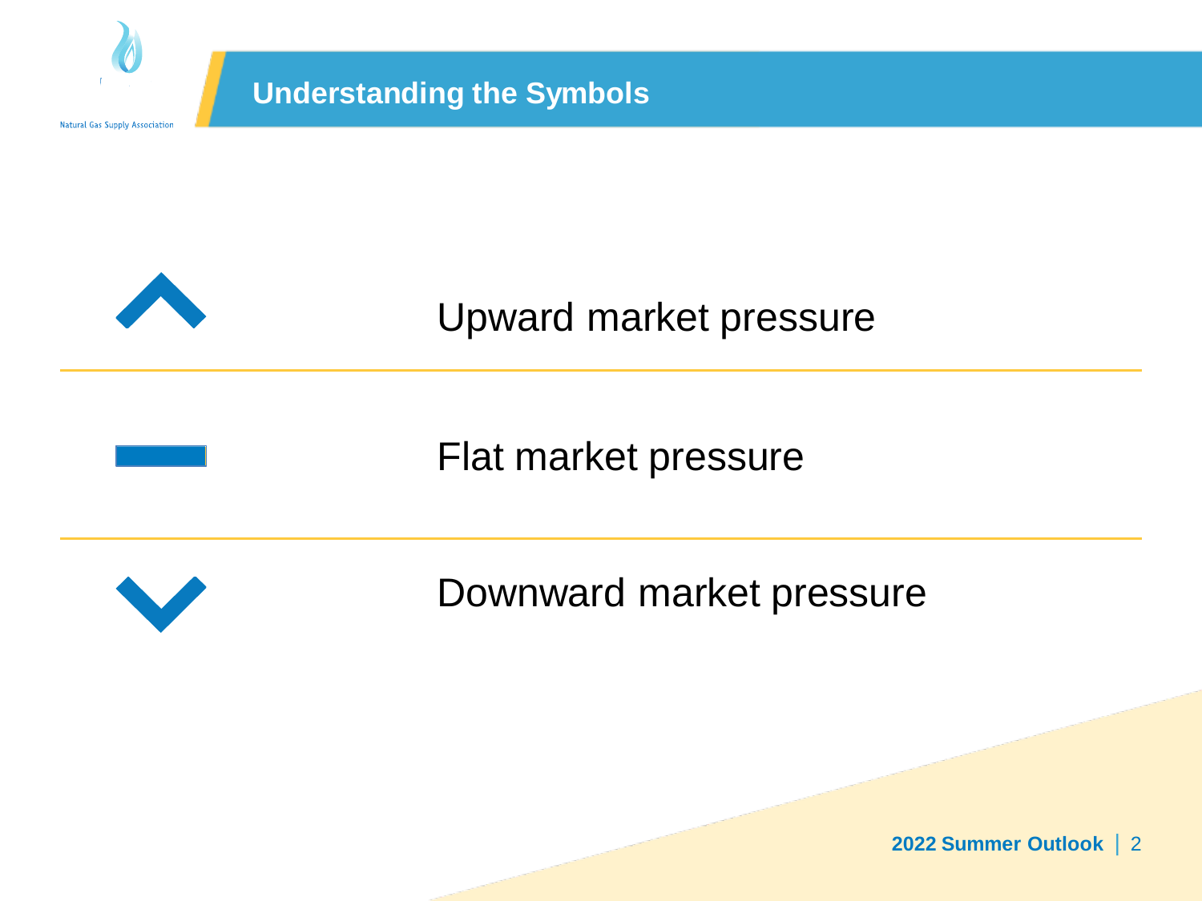## Understanding the Symbols

Upward market pressure

Flat market pressure

Downward market pressure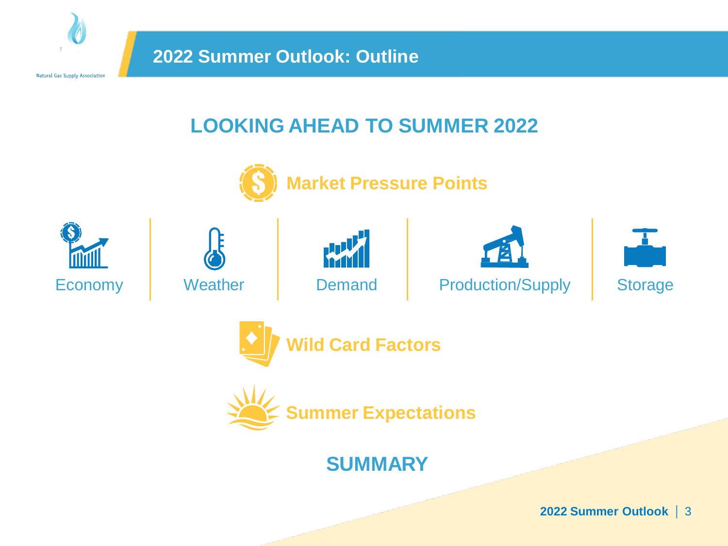# 2022 Summer Outlook: Outline

## LOOKING AHEAD TO SUMMER 2022

### Market Pressure Points

- Economy
- Weather
- Demand
- Production/Supply
- Storage

### Wild Card Factors

### Summer Expectations

## SUMMARY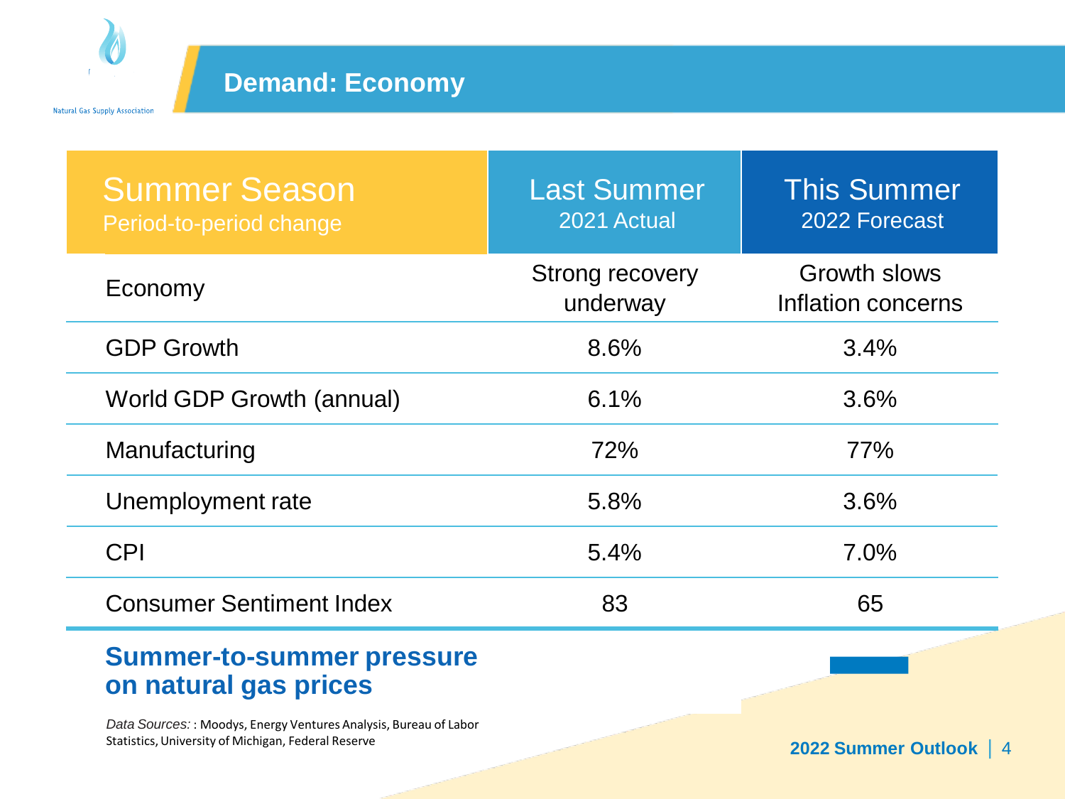# Demand: Economy

| Summer Season<br>Period-to-period change | Last Summer<br>2021 Actual | This Summer<br>2022 Forecast |
|---|---|---|
| Economy | Strong recovery underway | Growth slows<br>Inflation concerns |
| GDP Growth | 8.6% | 3.4% |
| World GDP Growth (annual) | 6.1% | 3.6% |
| Manufacturing | 72% | 77% |
| Unemployment rate | 5.8% | 3.6% |
| CPI | 5.4% | 7.0% |
| Consumer Sentiment Index | 83 | 65 |

**Summer-to-summer pressure on natural gas prices**

*Data Sources:* : Moodys, Energy Ventures Analysis, Bureau of Labor Statistics, University of Michigan, Federal Reserve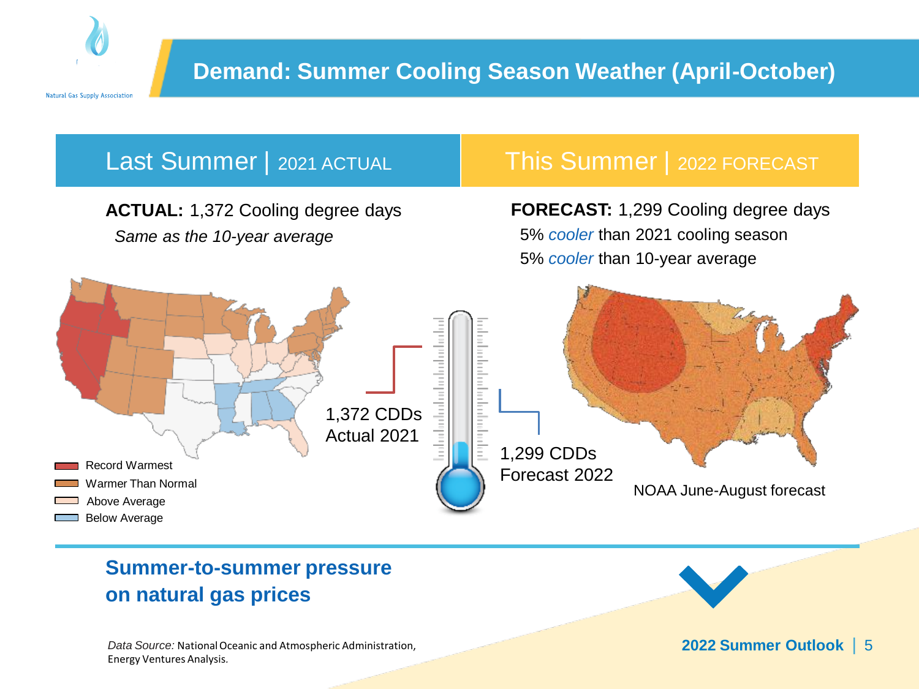# Demand: Summer Cooling Season Weather (April-October)

## Last Summer | 2021 ACTUAL

**ACTUAL:** 1,372 Cooling degree days

*Same as the 10-year average*

- Record Warmest
- Warmer Than Normal
- Above Average
- Below Average

1,372 CDDs Actual 2021

## This Summer | 2022 FORECAST

**FORECAST:** 1,299 Cooling degree days

5% *cooler* than 2021 cooling season

5% *cooler* than 10-year average

1,299 CDDs Forecast 2022

NOAA June-August forecast

**Summer-to-summer pressure on natural gas prices**

*Data Source:* National Oceanic and Atmospheric Administration, Energy Ventures Analysis.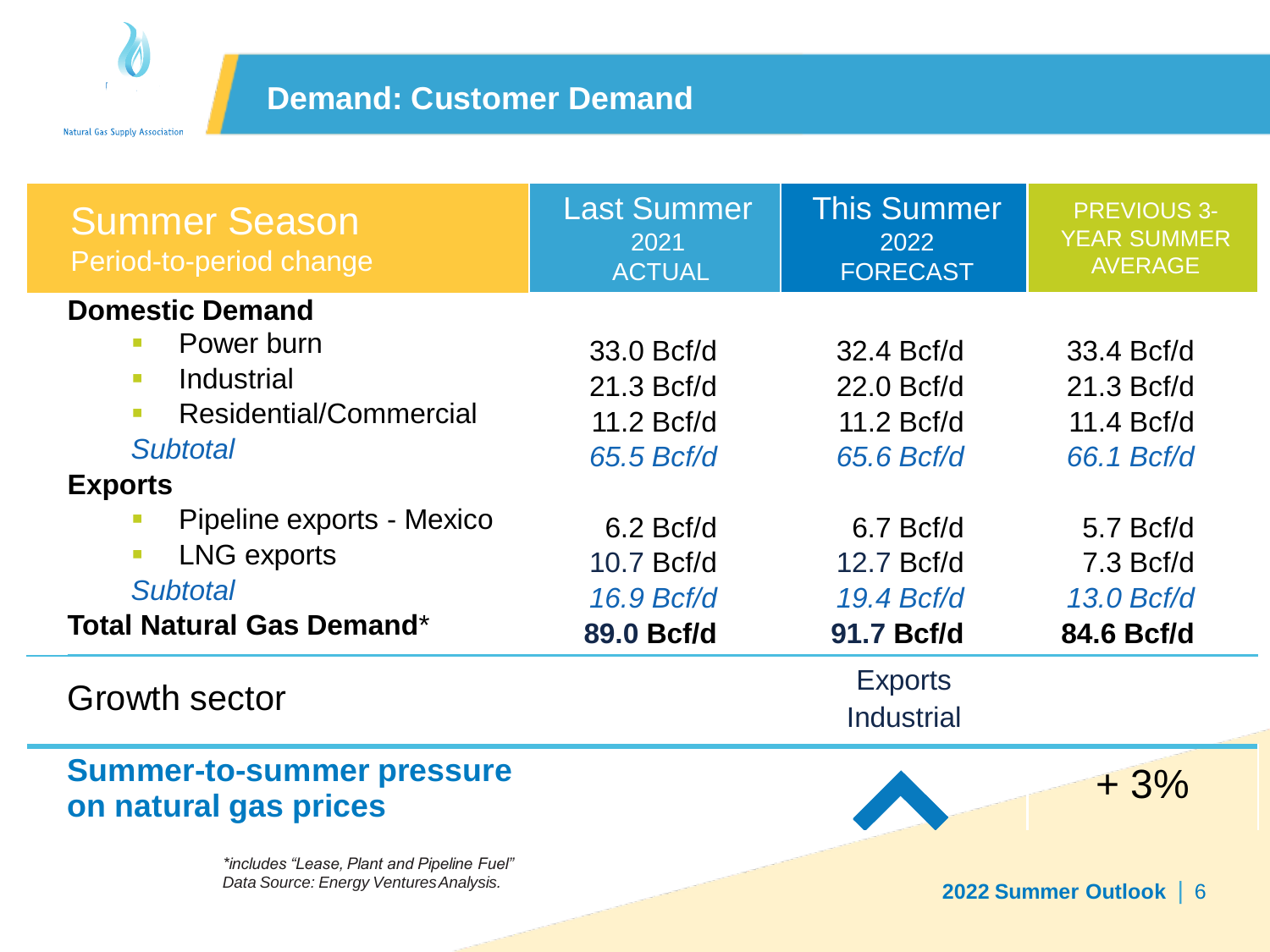# Demand: Customer Demand

| Summer Season<br>Period-to-period change | Last Summer<br>2021<br>ACTUAL | This Summer<br>2022<br>FORECAST | PREVIOUS 3-YEAR SUMMER AVERAGE |
|---|---|---|---|
| **Domestic Demand** | | | |
| Power burn | 33.0 Bcf/d | 32.4 Bcf/d | 33.4 Bcf/d |
| Industrial | 21.3 Bcf/d | 22.0 Bcf/d | 21.3 Bcf/d |
| Residential/Commercial | 11.2 Bcf/d | 11.2 Bcf/d | 11.4 Bcf/d |
| *Subtotal* | *65.5 Bcf/d* | *65.6 Bcf/d* | *66.1 Bcf/d* |
| **Exports** | | | |
| Pipeline exports - Mexico | 6.2 Bcf/d | 6.7 Bcf/d | 5.7 Bcf/d |
| LNG exports | 10.7 Bcf/d | 12.7 Bcf/d | 7.3 Bcf/d |
| *Subtotal* | *16.9 Bcf/d* | *19.4 Bcf/d* | *13.0 Bcf/d* |
| **Total Natural Gas Demand*** | **89.0 Bcf/d** | **91.7 Bcf/d** | **84.6 Bcf/d** |
| Growth sector | | Exports<br>Industrial | |
| **Summer-to-summer pressure on natural gas prices** | | ^ | + 3% |

*\*includes "Lease, Plant and Pipeline Fuel"*
*Data Source: Energy Ventures Analysis.*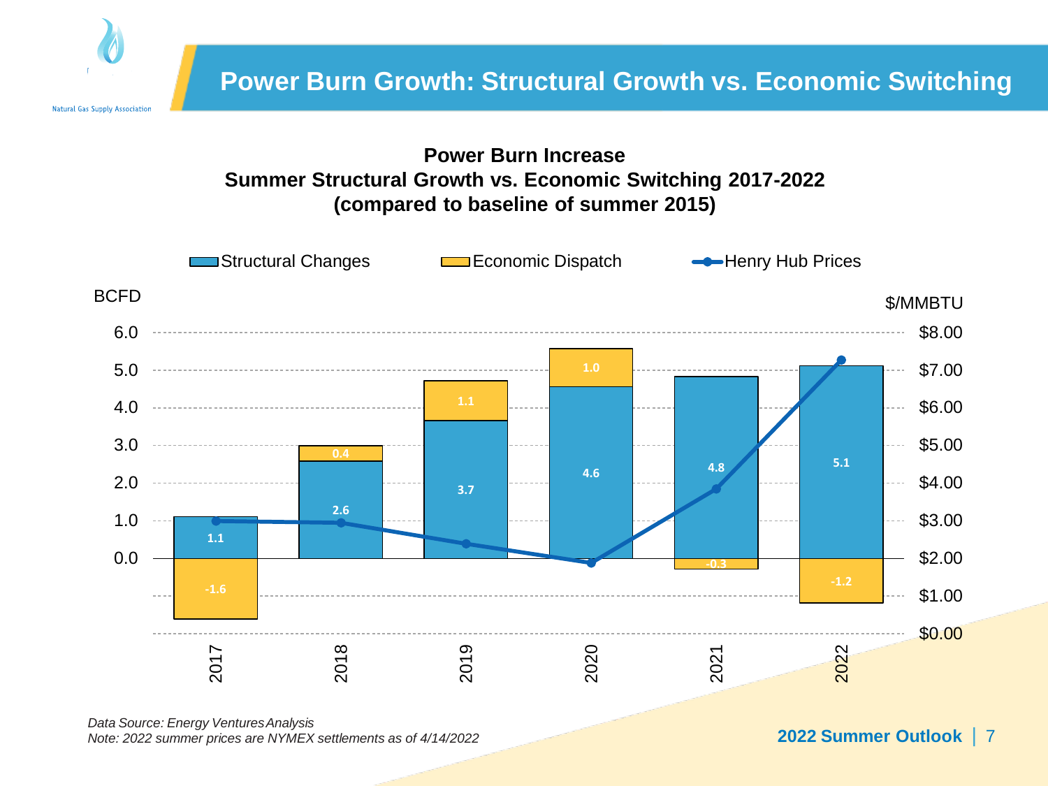# Power Burn Growth: Structural Growth vs. Economic Switching

**Power Burn Increase**
**Summer Structural Growth vs. Economic Switching 2017-2022**
**(compared to baseline of summer 2015)**

| Year | Structural Changes (BCFD) | Economic Dispatch (BCFD) |
|---|---|---|
| 2017 | 1.1 | -1.6 |
| 2018 | 2.6 | 0.4 |
| 2019 | 3.7 | 1.1 |
| 2020 | 4.6 | 1.0 |
| 2021 | 4.8 | -0.3 |
| 2022 | 5.1 | -1.2 |

*Data Source: Energy Ventures Analysis*
*Note: 2022 summer prices are NYMEX settlements as of 4/14/2022*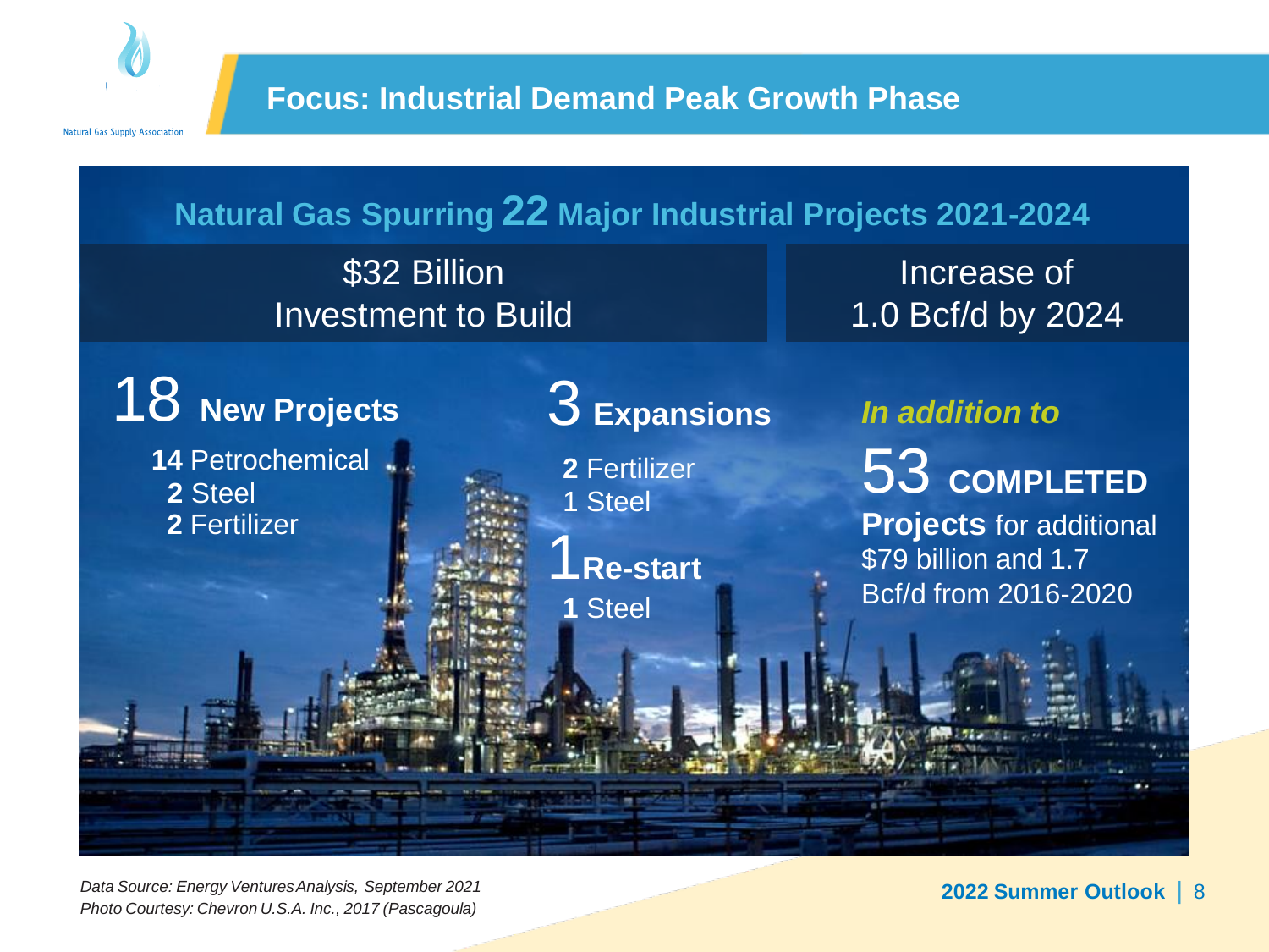# Focus: Industrial Demand Peak Growth Phase

## Natural Gas Spurring 22 Major Industrial Projects 2021-2024

$32 Billion
Investment to Build

Increase of
1.0 Bcf/d by 2024

**18 New Projects**

- **14** Petrochemical
- **2** Steel
- **2** Fertilizer

**3 Expansions**

- **2** Fertilizer
- 1 Steel

**1 Re-start**

- **1** Steel

***In addition to***

**53 COMPLETED Projects** for additional $79 billion and 1.7 Bcf/d from 2016-2020

*Data Source: Energy Ventures Analysis, September 2021*
*Photo Courtesy: Chevron U.S.A. Inc., 2017 (Pascagoula)*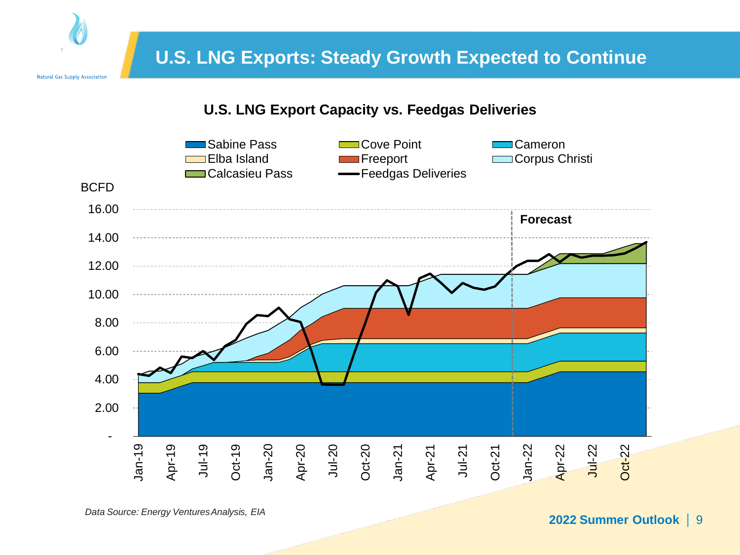# U.S. LNG Exports: Steady Growth Expected to Continue

**U.S. LNG Export Capacity vs. Feedgas Deliveries**

Sabine Pass | Cove Point | Cameron | Elba Island | Freeport | Corpus Christi | Calcasieu Pass | Feedgas Deliveries

BCFD

16.00, 14.00, 12.00, 10.00, 8.00, 6.00, 4.00, 2.00, -

**Forecast**

Jan-19, Apr-19, Jul-19, Oct-19, Jan-20, Apr-20, Jul-20, Oct-20, Jan-21, Apr-21, Jul-21, Oct-21, Jan-22, Apr-22, Jul-22, Oct-22

*Data Source: Energy Ventures Analysis, EIA*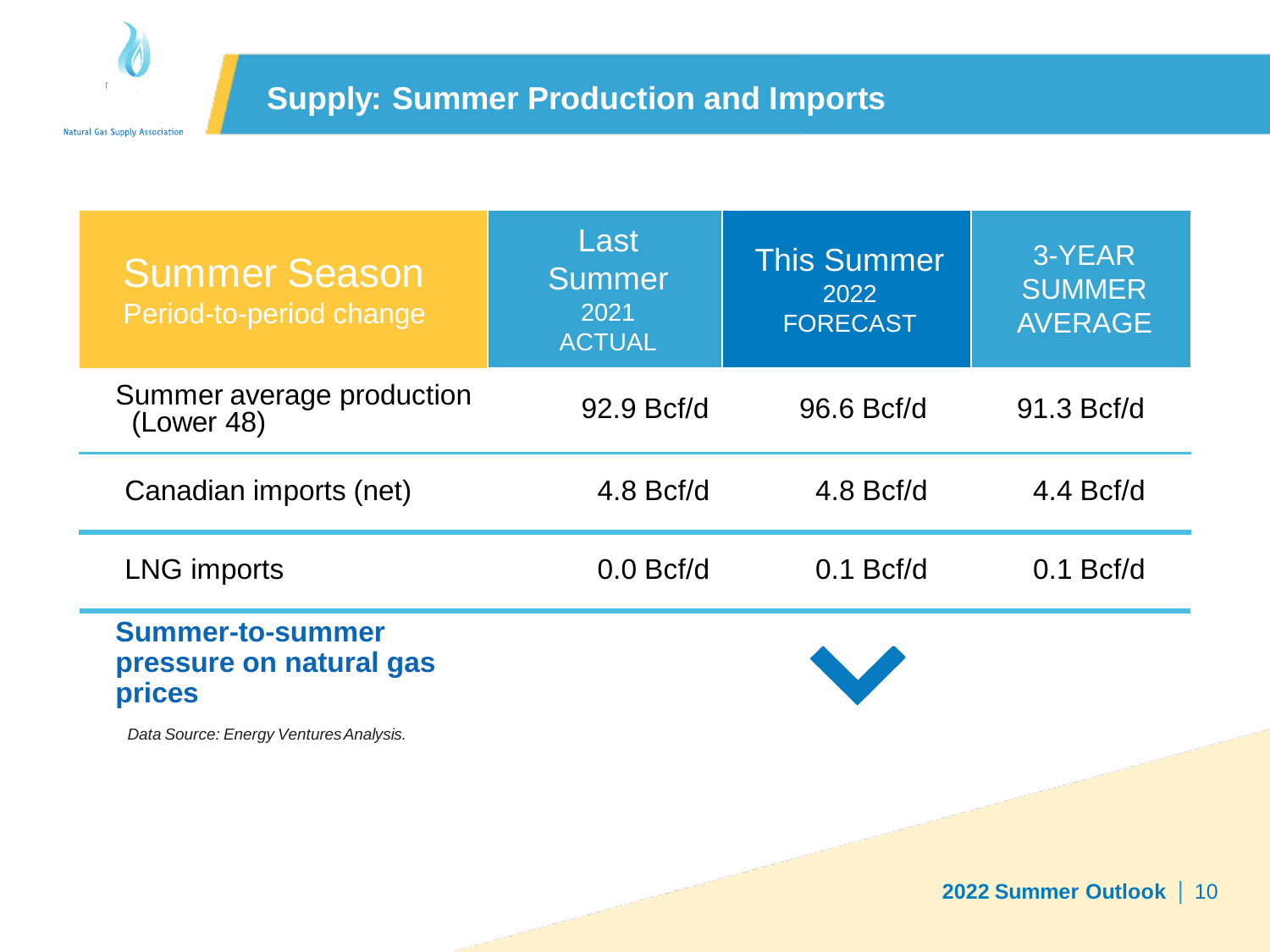## Supply: Summer Production and Imports

| Summer Season<br>Period-to-period change | Last Summer<br>2021<br>ACTUAL | This Summer<br>2022<br>FORECAST | 3-YEAR SUMMER AVERAGE |
|---|---|---|---|
| Summer average production (Lower 48) | 92.9 Bcf/d | 96.6 Bcf/d | 91.3 Bcf/d |
| Canadian imports (net) | 4.8 Bcf/d | 4.8 Bcf/d | 4.4 Bcf/d |
| LNG imports | 0.0 Bcf/d | 0.1 Bcf/d | 0.1 Bcf/d |
| **Summer-to-summer pressure on natural gas prices** | | ↓ | |

*Data Source: Energy Ventures Analysis.*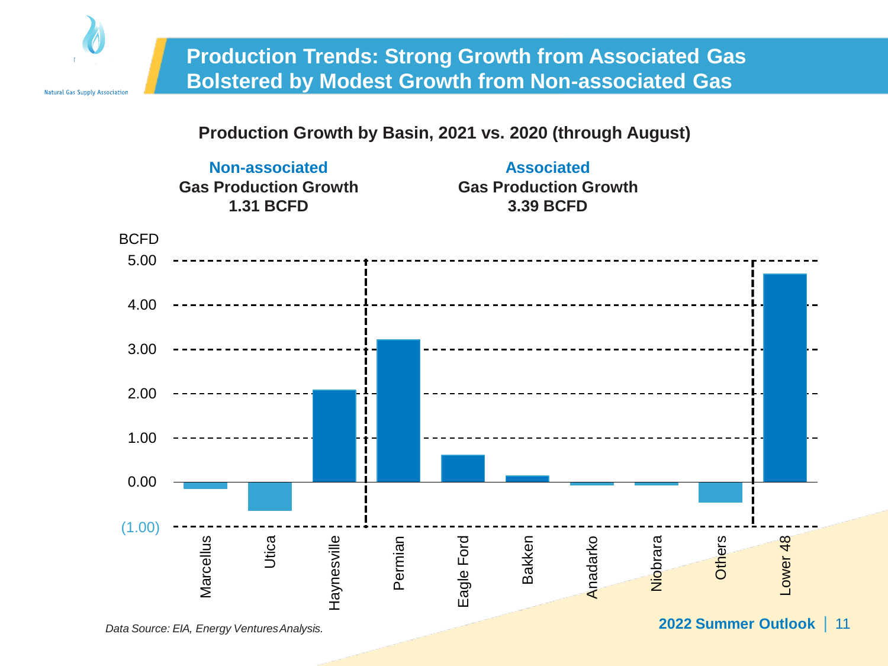# Production Trends: Strong Growth from Associated Gas Bolstered by Modest Growth from Non-associated Gas

**Production Growth by Basin, 2021 vs. 2020 (through August)**

**Non-associated Gas Production Growth 1.31 BCFD**

**Associated Gas Production Growth 3.39 BCFD**

BCFD

5.00

4.00

3.00

2.00

1.00

0.00

(1.00)

Marcellus Utica Haynesville Permian Eagle Ford Bakken Anadarko Niobrara Others Lower 48

*Data Source: EIA, Energy Ventures Analysis.*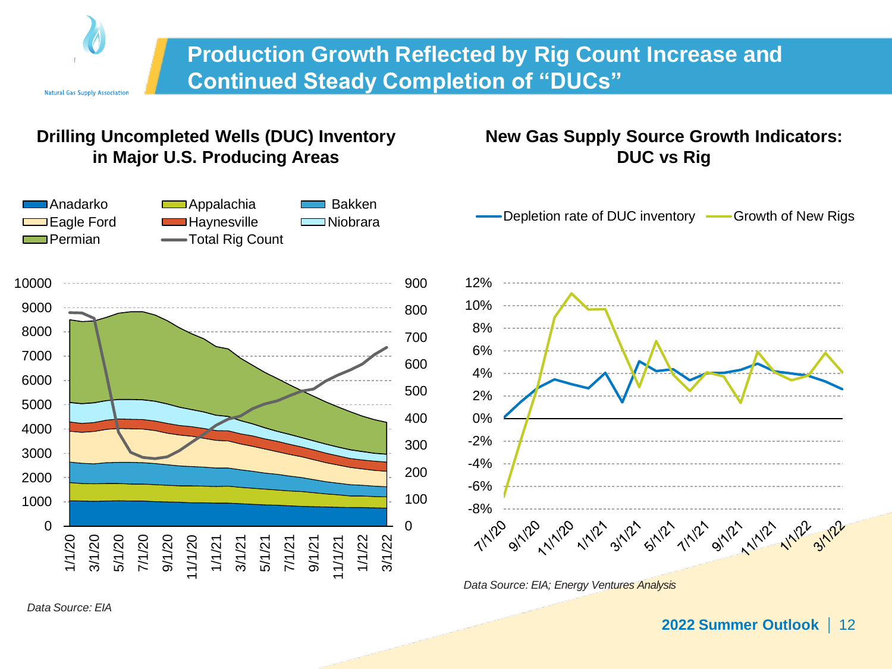# Production Growth Reflected by Rig Count Increase and Continued Steady Completion of "DUCs"

## Drilling Uncompleted Wells (DUC) Inventory in Major U.S. Producing Areas

Anadarko | Appalachia | Bakken | Eagle Ford | Haynesville | Niobrara | Permian | Total Rig Count

*Data Source: EIA*

## New Gas Supply Source Growth Indicators: DUC vs Rig

Depletion rate of DUC inventory | Growth of New Rigs

*Data Source: EIA; Energy Ventures Analysis*

**2022 Summer Outlook**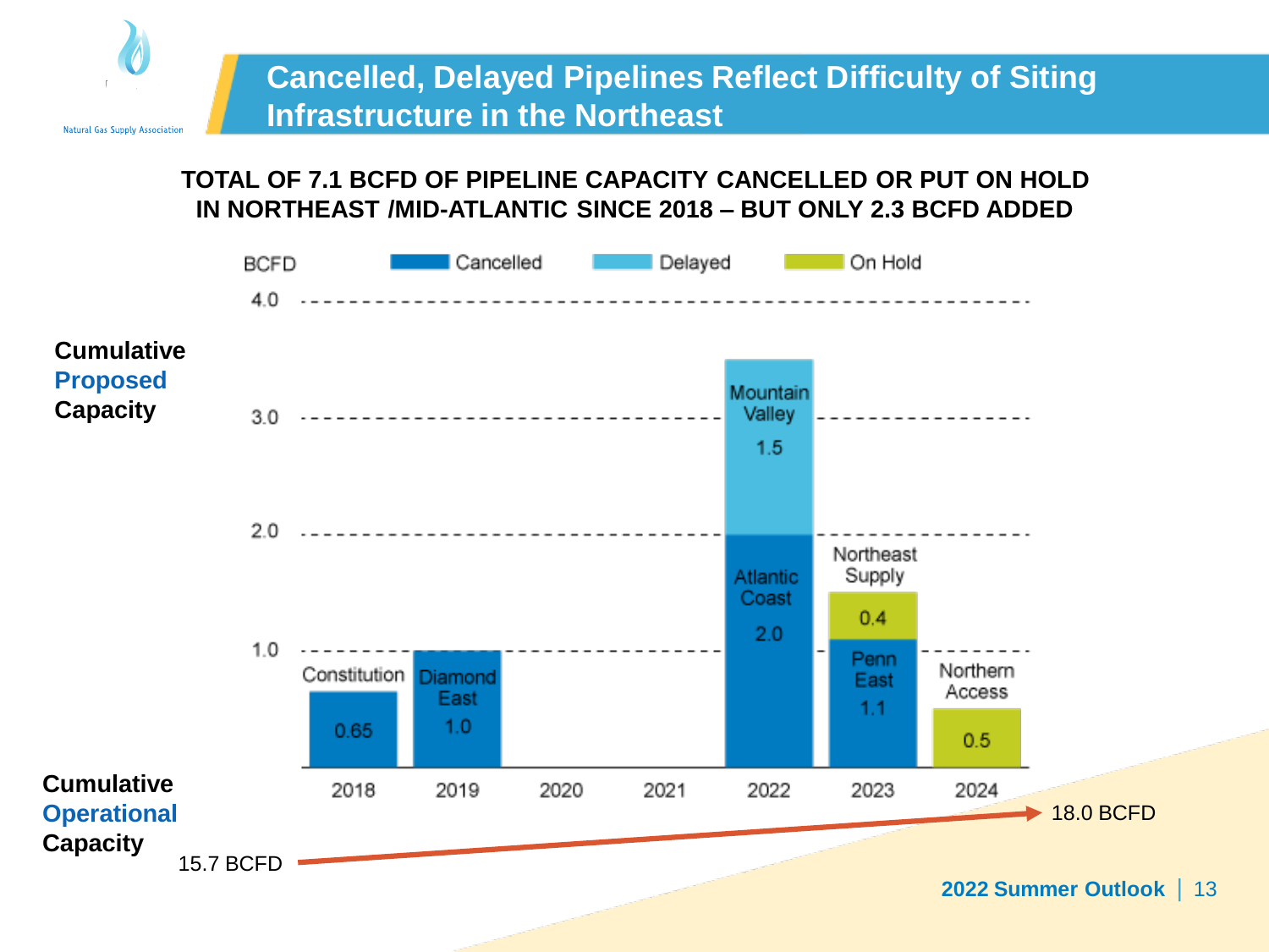# Cancelled, Delayed Pipelines Reflect Difficulty of Siting Infrastructure in the Northeast

**TOTAL OF 7.1 BCFD OF PIPELINE CAPACITY CANCELLED OR PUT ON HOLD IN NORTHEAST /MID-ATLANTIC SINCE 2018 – BUT ONLY 2.3 BCFD ADDED**

**Cumulative Proposed Capacity** (BCFD)

| Year | Project | Capacity (BCFD) | Status |
| --- | --- | --- | --- |
| 2018 | Constitution | 0.65 | Cancelled |
| 2019 | Diamond East | 1.0 | Cancelled |
| 2020 | | | |
| 2021 | | | |
| 2022 | Atlantic Coast | 2.0 | Cancelled |
| 2022 | Mountain Valley | 1.5 | Delayed |
| 2023 | Penn East | 1.1 | Cancelled |
| 2023 | Northeast Supply | 0.4 | On Hold |
| 2024 | Northern Access | 0.5 | On Hold |

**Cumulative Operational Capacity**: 15.7 BCFD → 18.0 BCFD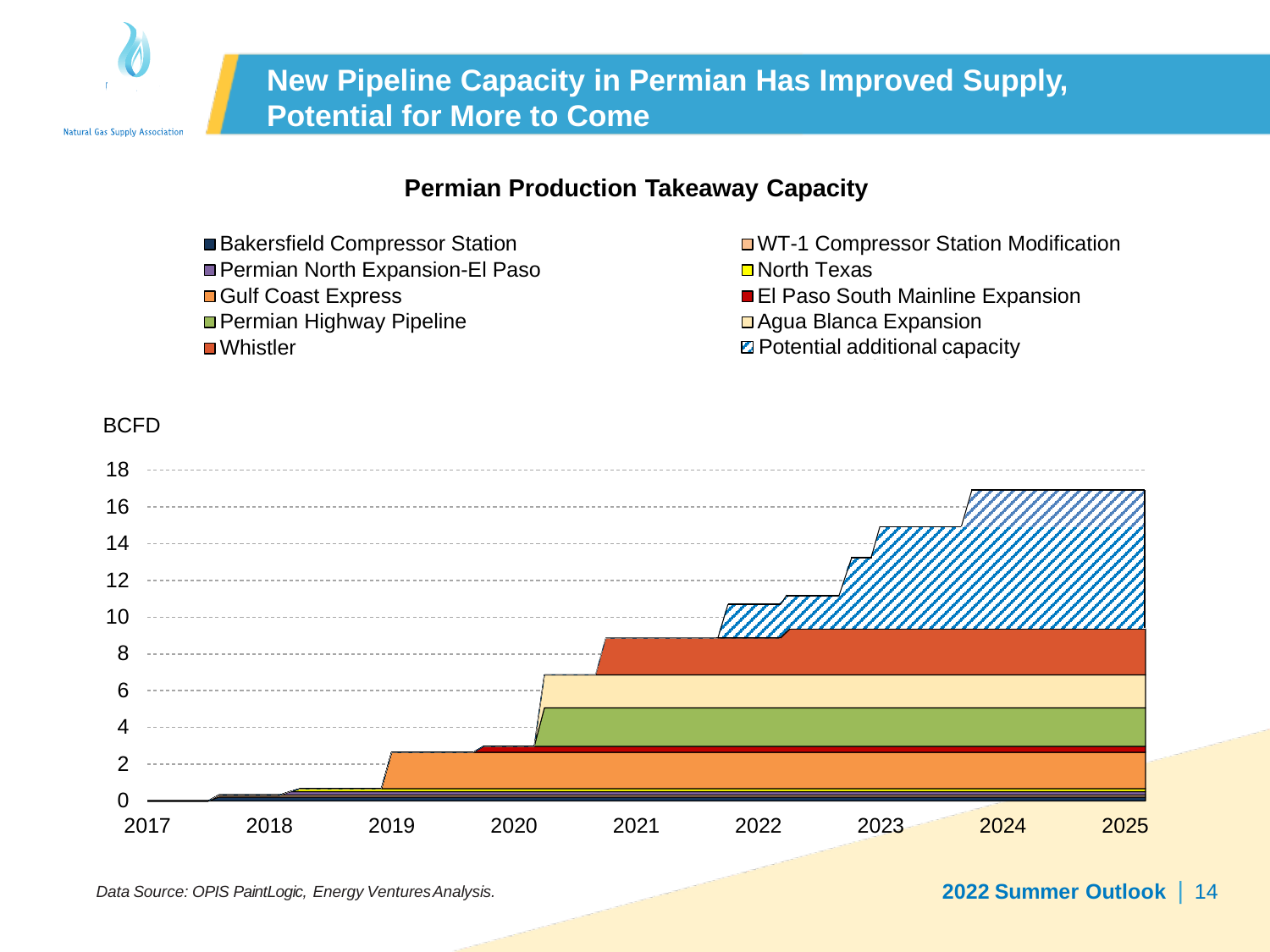# New Pipeline Capacity in Permian Has Improved Supply, Potential for More to Come

**Permian Production Takeaway Capacity**

- Bakersfield Compressor Station
- Permian North Expansion-El Paso
- Gulf Coast Express
- Permian Highway Pipeline
- Whistler
- WT-1 Compressor Station Modification
- North Texas
- El Paso South Mainline Expansion
- Agua Blanca Expansion
- Potential additional capacity

BCFD

*Data Source: OPIS PaintLogic, Energy Ventures Analysis.*

**2022 Summer Outlook**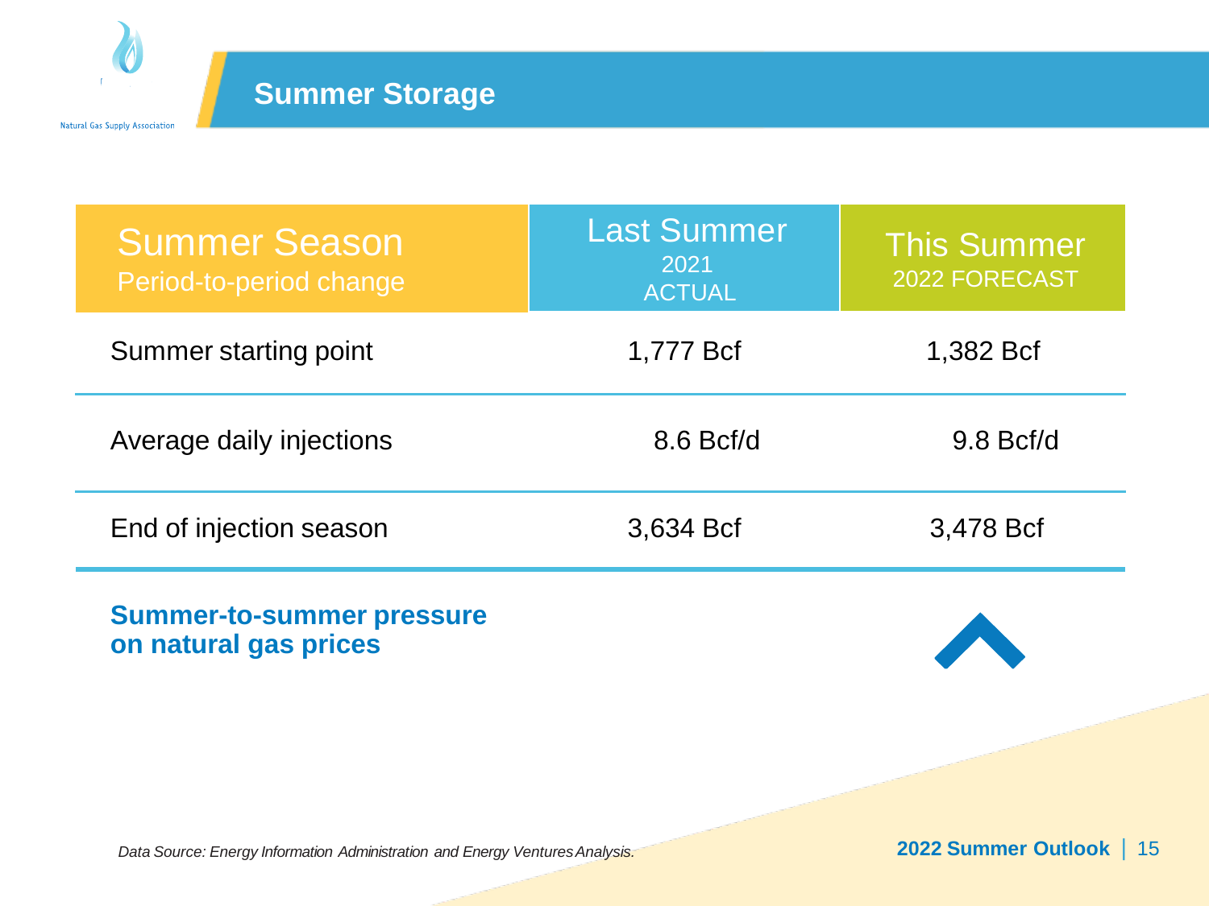# Summer Storage

| Summer Season<br>Period-to-period change | Last Summer<br>2021<br>ACTUAL | This Summer<br>2022 FORECAST |
|---|---|---|
| Summer starting point | 1,777 Bcf | 1,382 Bcf |
| Average daily injections | 8.6 Bcf/d | 9.8 Bcf/d |
| End of injection season | 3,634 Bcf | 3,478 Bcf |

**Summer-to-summer pressure on natural gas prices**

*Data Source: Energy Information Administration and Energy Ventures Analysis.*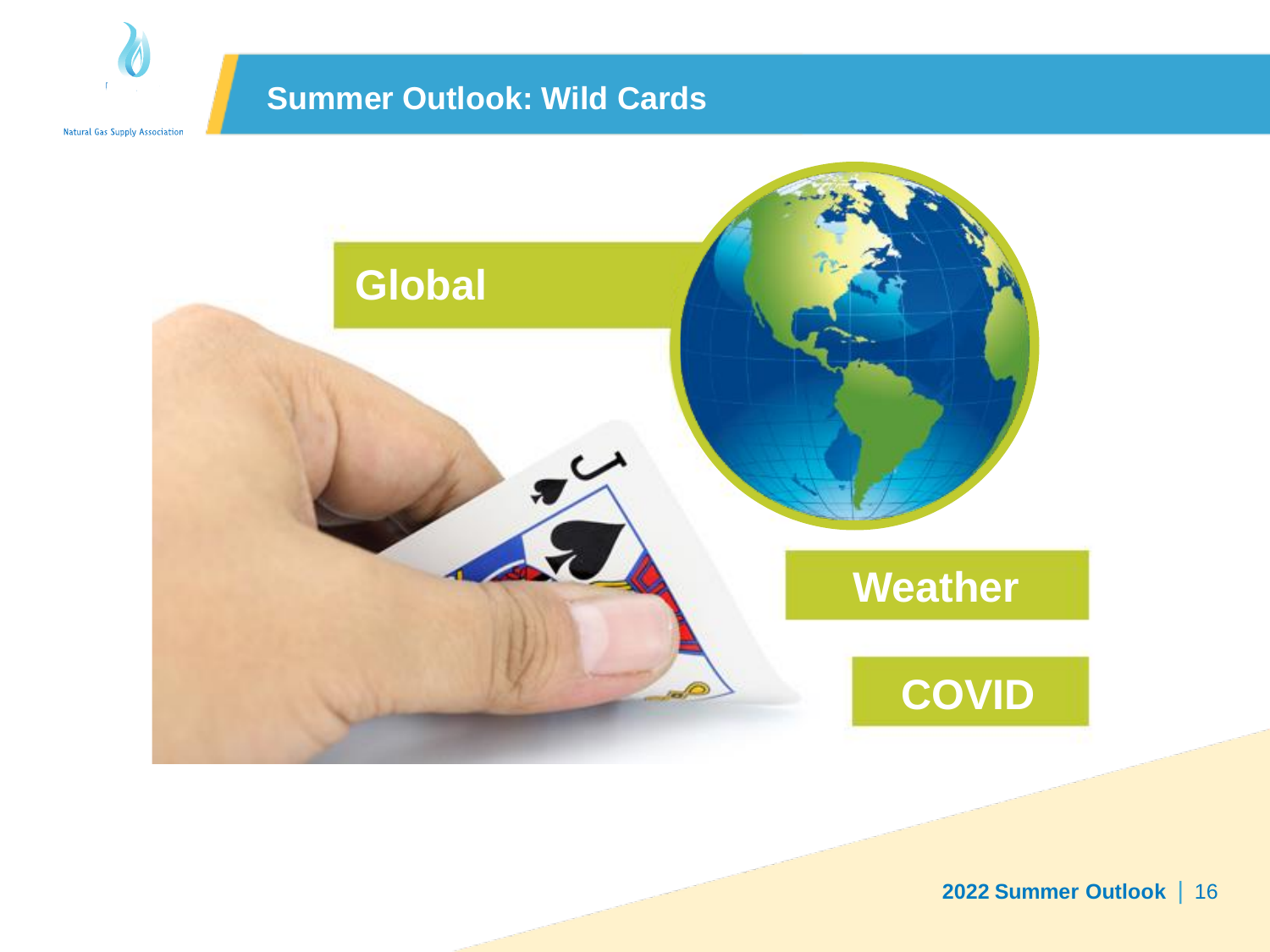# Summer Outlook: Wild Cards

Global

Weather

COVID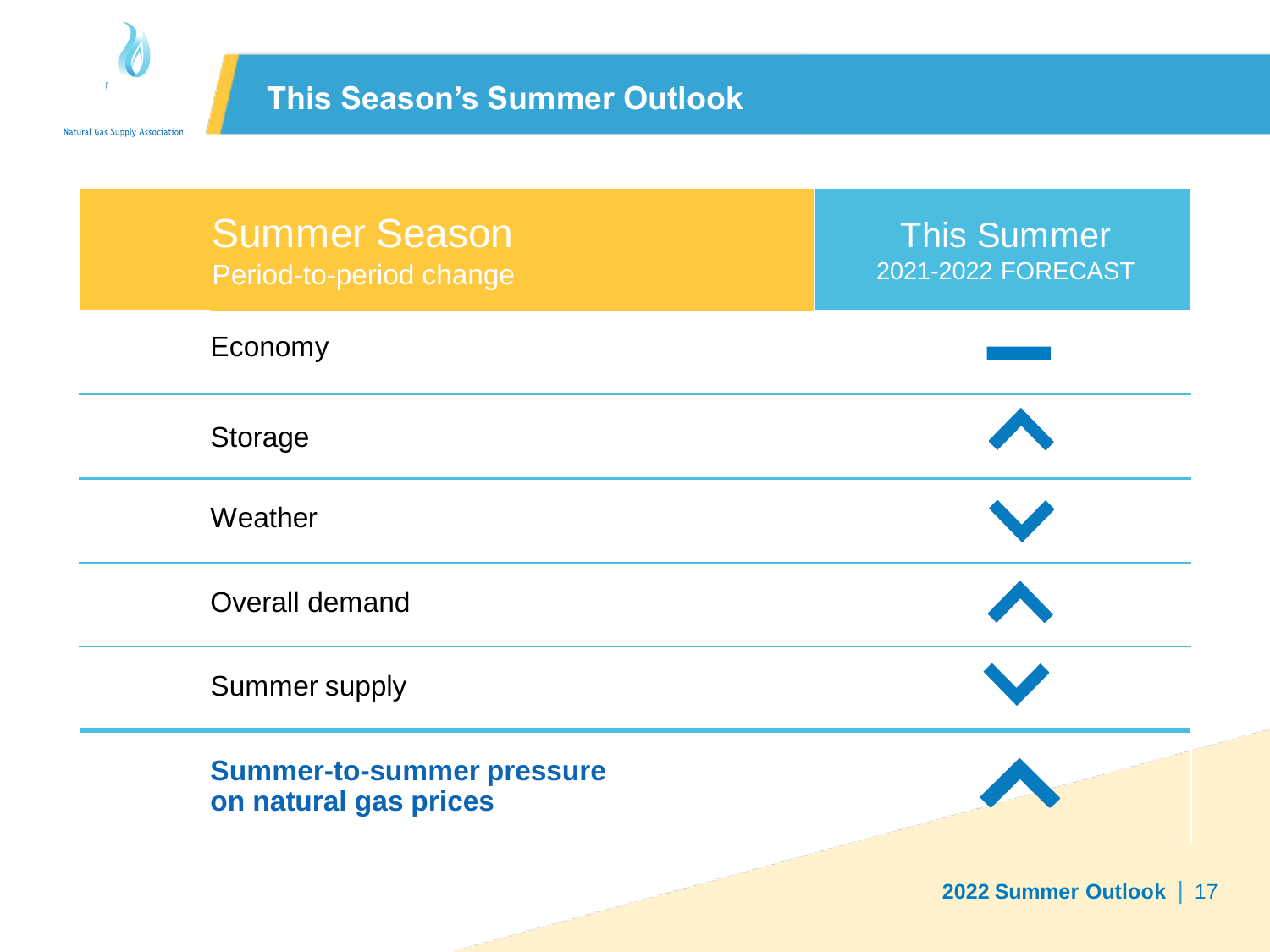# This Season's Summer Outlook

| Summer Season<br>Period-to-period change | This Summer<br>2021-2022 FORECAST |
|---|---|
| Economy | — (no change) |
| Storage | ▲ (up) |
| Weather | ▼ (down) |
| Overall demand | ▲ (up) |
| Summer supply | ▼ (down) |
| **Summer-to-summer pressure on natural gas prices** | **▲ (up)** |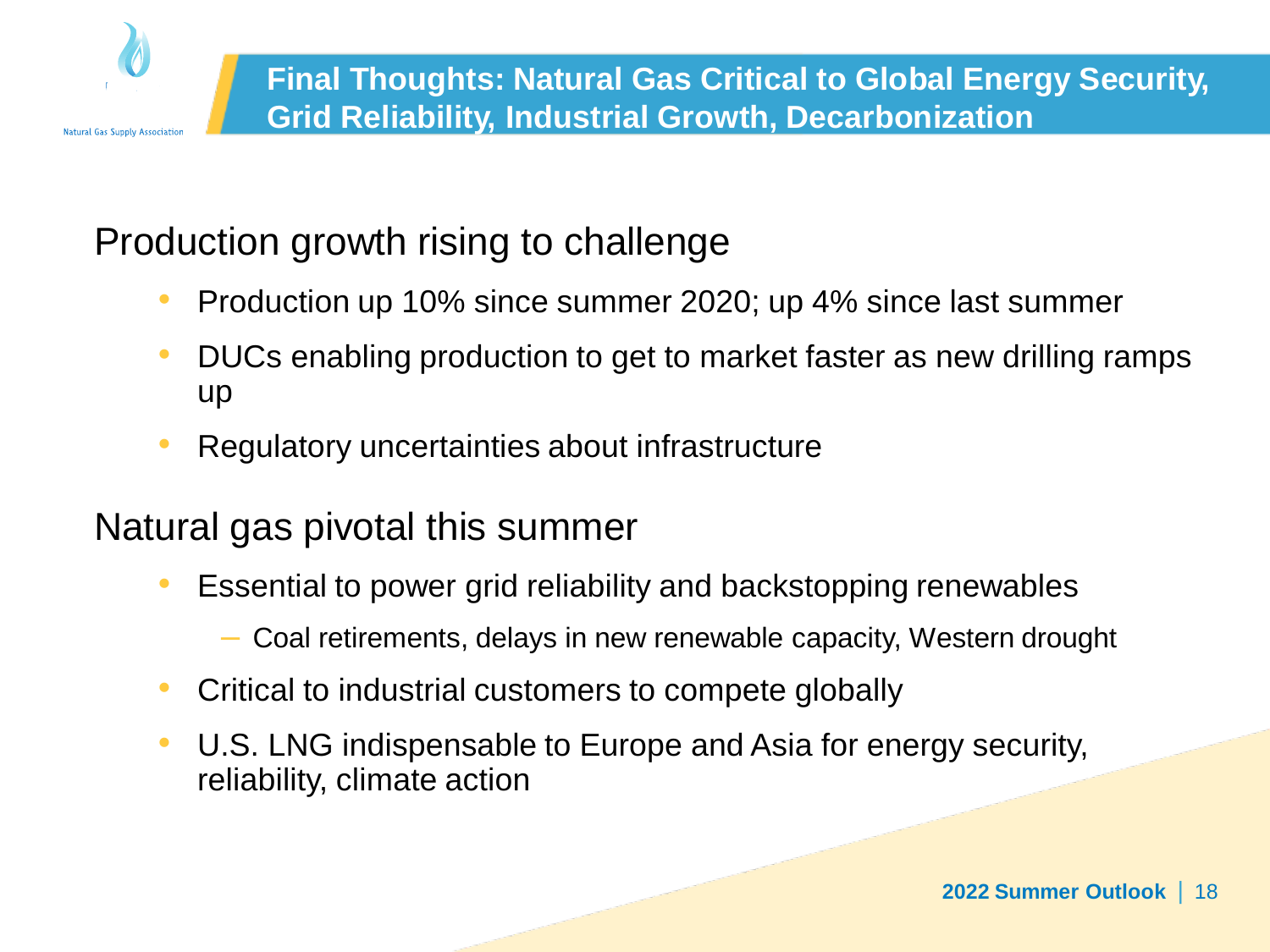# Final Thoughts: Natural Gas Critical to Global Energy Security, Grid Reliability, Industrial Growth, Decarbonization

## Production growth rising to challenge

- Production up 10% since summer 2020; up 4% since last summer
- DUCs enabling production to get to market faster as new drilling ramps up
- Regulatory uncertainties about infrastructure

## Natural gas pivotal this summer

- Essential to power grid reliability and backstopping renewables
  - Coal retirements, delays in new renewable capacity, Western drought
- Critical to industrial customers to compete globally
- U.S. LNG indispensable to Europe and Asia for energy security, reliability, climate action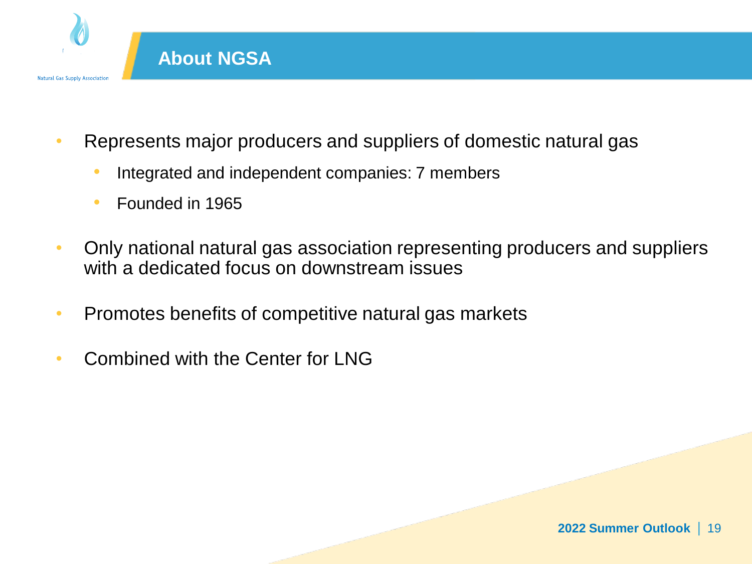## About NGSA

- Represents major producers and suppliers of domestic natural gas
  - Integrated and independent companies: 7 members
  - Founded in 1965
- Only national natural gas association representing producers and suppliers with a dedicated focus on downstream issues
- Promotes benefits of competitive natural gas markets
- Combined with the Center for LNG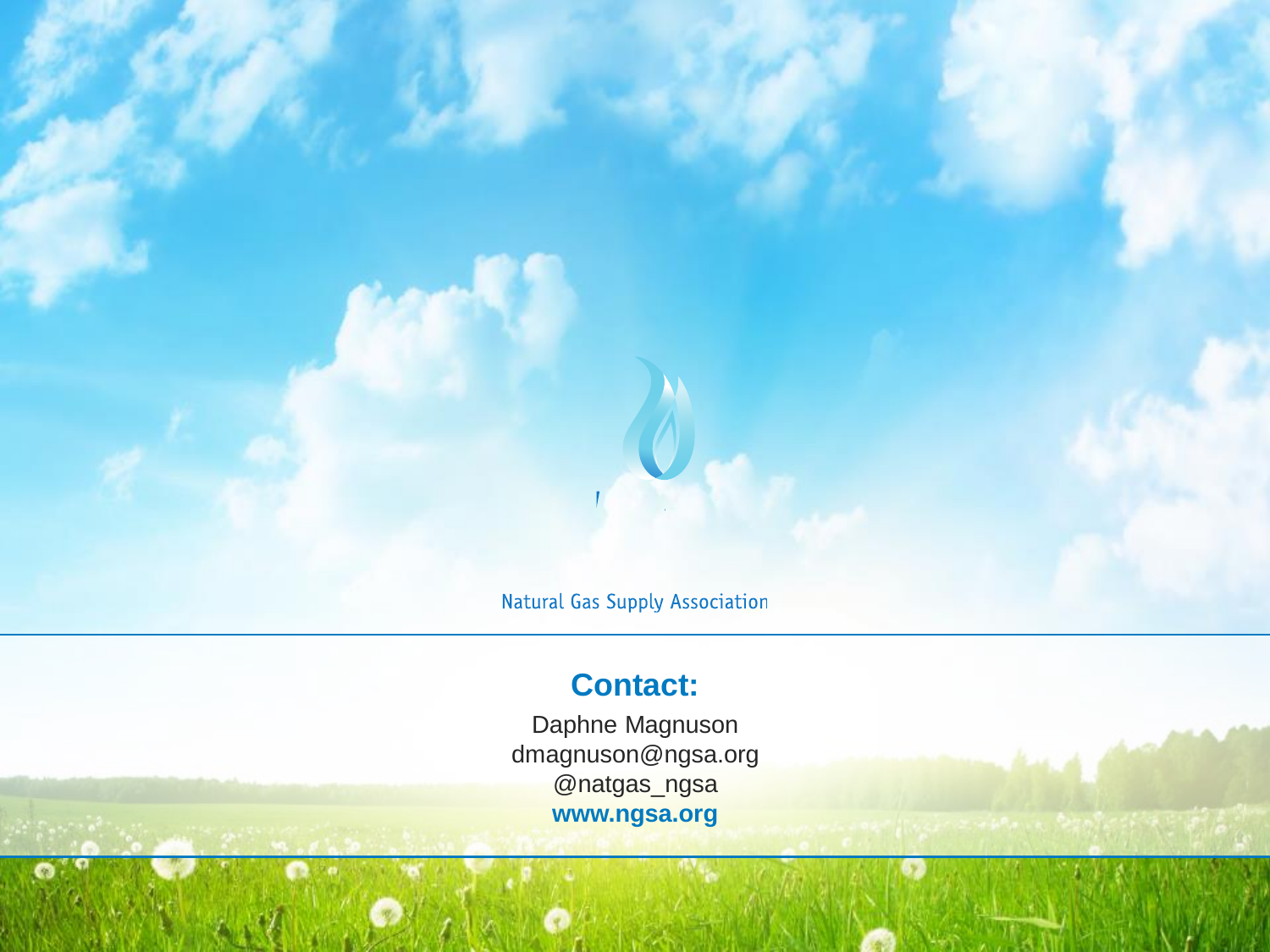Natural Gas Supply Association

## Contact:

Daphne Magnuson
dmagnuson@ngsa.org
@natgas_ngsa
**www.ngsa.org**